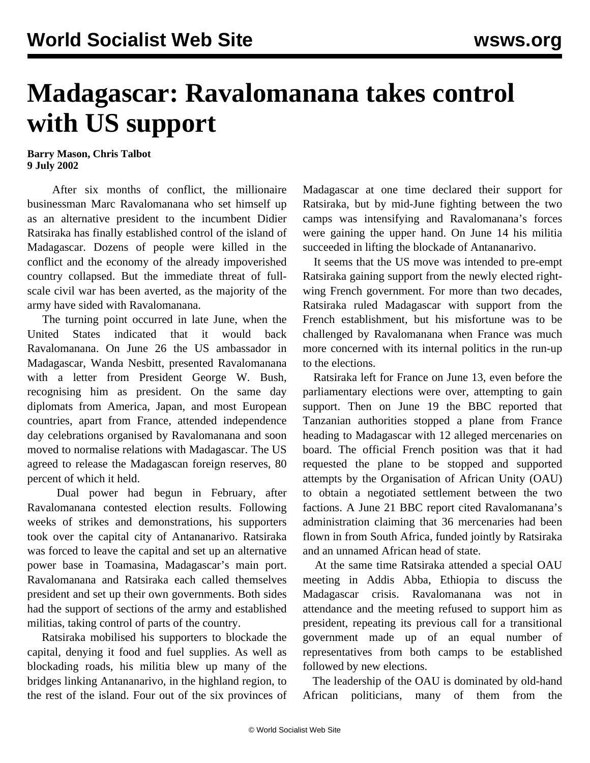# Madagascar: Ravalomanana takes control with US support

**Barry Mason, Chris Talbot**
**9 July 2002**

After six months of conflict, the millionaire businessman Marc Ravalomanana who set himself up as an alternative president to the incumbent Didier Ratsiraka has finally established control of the island of Madagascar. Dozens of people were killed in the conflict and the economy of the already impoverished country collapsed. But the immediate threat of full-scale civil war has been averted, as the majority of the army have sided with Ravalomanana.

The turning point occurred in late June, when the United States indicated that it would back Ravalomanana. On June 26 the US ambassador in Madagascar, Wanda Nesbitt, presented Ravalomanana with a letter from President George W. Bush, recognising him as president. On the same day diplomats from America, Japan, and most European countries, apart from France, attended independence day celebrations organised by Ravalomanana and soon moved to normalise relations with Madagascar. The US agreed to release the Madagascan foreign reserves, 80 percent of which it held.

Dual power had begun in February, after Ravalomanana contested election results. Following weeks of strikes and demonstrations, his supporters took over the capital city of Antananarivo. Ratsiraka was forced to leave the capital and set up an alternative power base in Toamasina, Madagascar's main port. Ravalomanana and Ratsiraka each called themselves president and set up their own governments. Both sides had the support of sections of the army and established militias, taking control of parts of the country.

Ratsiraka mobilised his supporters to blockade the capital, denying it food and fuel supplies. As well as blockading roads, his militia blew up many of the bridges linking Antananarivo, in the highland region, to the rest of the island. Four out of the six provinces of Madagascar at one time declared their support for Ratsiraka, but by mid-June fighting between the two camps was intensifying and Ravalomanana's forces were gaining the upper hand. On June 14 his militia succeeded in lifting the blockade of Antananarivo.

It seems that the US move was intended to pre-empt Ratsiraka gaining support from the newly elected right-wing French government. For more than two decades, Ratsiraka ruled Madagascar with support from the French establishment, but his misfortune was to be challenged by Ravalomanana when France was much more concerned with its internal politics in the run-up to the elections.

Ratsiraka left for France on June 13, even before the parliamentary elections were over, attempting to gain support. Then on June 19 the BBC reported that Tanzanian authorities stopped a plane from France heading to Madagascar with 12 alleged mercenaries on board. The official French position was that it had requested the plane to be stopped and supported attempts by the Organisation of African Unity (OAU) to obtain a negotiated settlement between the two factions. A June 21 BBC report cited Ravalomanana's administration claiming that 36 mercenaries had been flown in from South Africa, funded jointly by Ratsiraka and an unnamed African head of state.

At the same time Ratsiraka attended a special OAU meeting in Addis Abba, Ethiopia to discuss the Madagascar crisis. Ravalomanana was not in attendance and the meeting refused to support him as president, repeating its previous call for a transitional government made up of an equal number of representatives from both camps to be established followed by new elections.

The leadership of the OAU is dominated by old-hand African politicians, many of them from the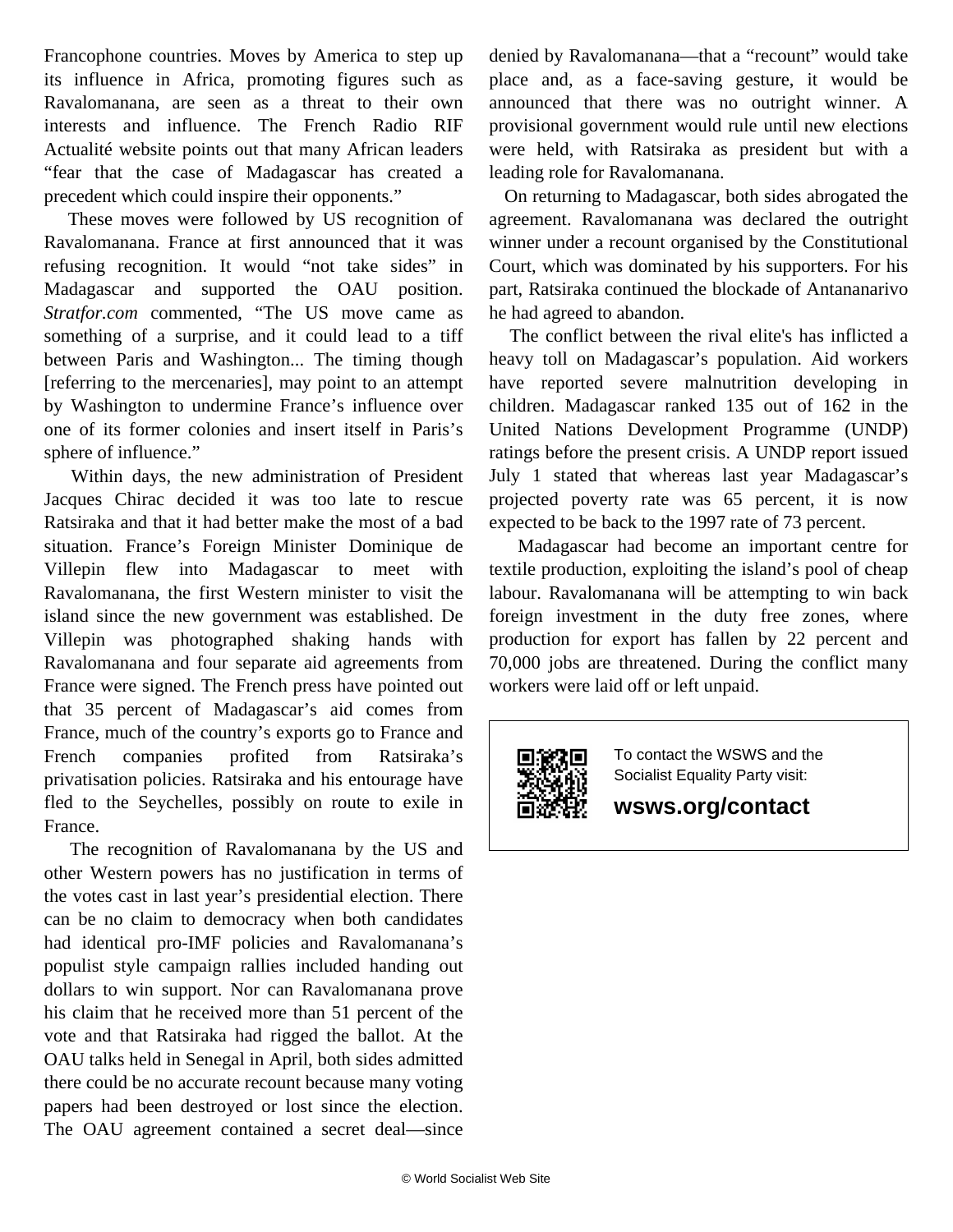Francophone countries. Moves by America to step up its influence in Africa, promoting figures such as Ravalomanana, are seen as a threat to their own interests and influence. The French Radio RIF Actualité website points out that many African leaders “fear that the case of Madagascar has created a precedent which could inspire their opponents.”

These moves were followed by US recognition of Ravalomanana. France at first announced that it was refusing recognition. It would “not take sides” in Madagascar and supported the OAU position. *Stratfor.com* commented, “The US move came as something of a surprise, and it could lead to a tiff between Paris and Washington... The timing though [referring to the mercenaries], may point to an attempt by Washington to undermine France’s influence over one of its former colonies and insert itself in Paris’s sphere of influence.”

Within days, the new administration of President Jacques Chirac decided it was too late to rescue Ratsiraka and that it had better make the most of a bad situation. France’s Foreign Minister Dominique de Villepin flew into Madagascar to meet with Ravalomanana, the first Western minister to visit the island since the new government was established. De Villepin was photographed shaking hands with Ravalomanana and four separate aid agreements from France were signed. The French press have pointed out that 35 percent of Madagascar’s aid comes from France, much of the country’s exports go to France and French companies profited from Ratsiraka’s privatisation policies. Ratsiraka and his entourage have fled to the Seychelles, possibly on route to exile in France.

The recognition of Ravalomanana by the US and other Western powers has no justification in terms of the votes cast in last year’s presidential election. There can be no claim to democracy when both candidates had identical pro-IMF policies and Ravalomanana’s populist style campaign rallies included handing out dollars to win support. Nor can Ravalomanana prove his claim that he received more than 51 percent of the vote and that Ratsiraka had rigged the ballot. At the OAU talks held in Senegal in April, both sides admitted there could be no accurate recount because many voting papers had been destroyed or lost since the election. The OAU agreement contained a secret deal—since denied by Ravalomanana—that a “recount” would take place and, as a face-saving gesture, it would be announced that there was no outright winner. A provisional government would rule until new elections were held, with Ratsiraka as president but with a leading role for Ravalomanana.

On returning to Madagascar, both sides abrogated the agreement. Ravalomanana was declared the outright winner under a recount organised by the Constitutional Court, which was dominated by his supporters. For his part, Ratsiraka continued the blockade of Antananarivo he had agreed to abandon.

The conflict between the rival elite's has inflicted a heavy toll on Madagascar’s population. Aid workers have reported severe malnutrition developing in children. Madagascar ranked 135 out of 162 in the United Nations Development Programme (UNDP) ratings before the present crisis. A UNDP report issued July 1 stated that whereas last year Madagascar’s projected poverty rate was 65 percent, it is now expected to be back to the 1997 rate of 73 percent.

Madagascar had become an important centre for textile production, exploiting the island’s pool of cheap labour. Ravalomanana will be attempting to win back foreign investment in the duty free zones, where production for export has fallen by 22 percent and 70,000 jobs are threatened. During the conflict many workers were laid off or left unpaid.

To contact the WSWS and the Socialist Equality Party visit:

**wsws.org/contact**